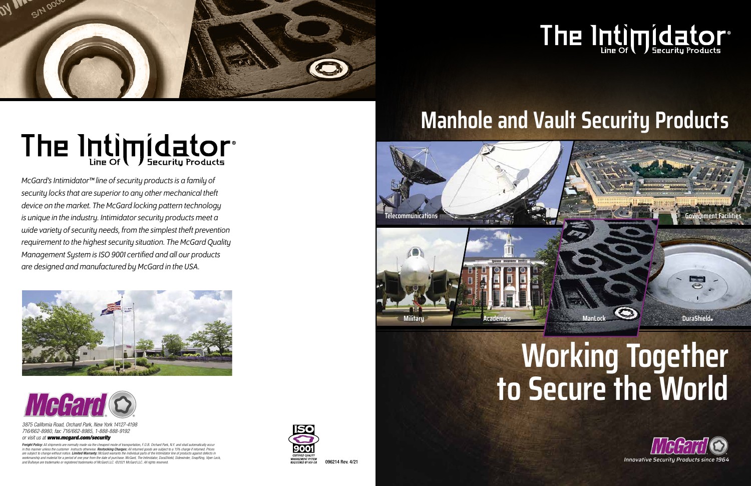# The Intimidator® Line Of Security Products

*McGard's Intimidator™ line of security products is a family of security locks that are superior to any other mechanical theft device on the market. The McGard locking pattern technology is unique in the industry. Intimidator security products meet a wide variety of security needs, from the simplest theft prevention requirement to the highest security situation. The McGard Quality Management System is ISO 9001 certified and all our products are designed and manufactured by McGard in the USA.*

McGard®

*3875 California Road, Orchard Park, New York 14127-4198*
*716/662-8980, fax: 716/662-8985, 1-888-888-9192*
*or visit us at **www.mcgard.com/security***

***Freight Policy:** All shipments are normally made via the cheapest mode of transportation, F.O.B. Orchard Park, N.Y. and shall automatically occur in this manner unless the customer instructs otherwise. **Restocking Charges:** All returned goods are subject to a 15% charge if returned. Prices are subject to change without notice. **Limited Warranty:** McGard warrants the individual parts of the Intimidator line of products against defects in workmanship and material for a period of one year from the date of purchase. McGard, The Intimidator, DuraShield, Sidewinder, SnapRing, Viper Lock, and Bullseye are trademarks or registered trademarks of McGard LLC. ©2021 McGard LLC. All rights reserved.*

ISO 9001 CERTIFIED QUALITY MANAGEMENT SYSTEM REGISTERED BY NSF-ISR

096214 Rev. 4/21

# The Intimidator® Line Of Security Products

## Manhole and Vault Security Products

Telecommunications

Government Facilities

Military

Academics

ManLock

DuraShield®

# Working Together to Secure the World

McGard®

*Innovative Security Products since 1964*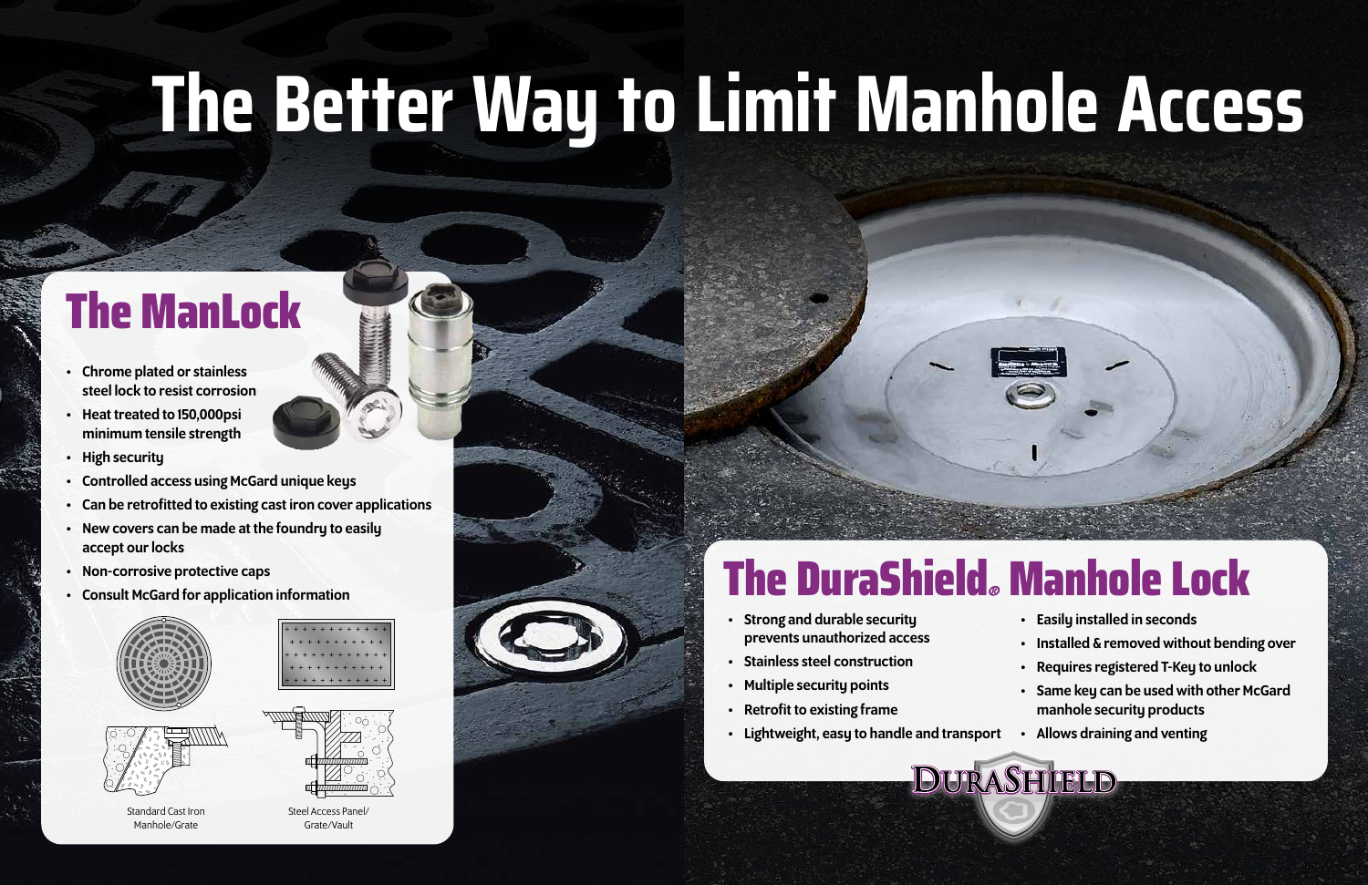# The Better Way to Limit Manhole Access

## The ManLock

- Chrome plated or stainless steel lock to resist corrosion
- Heat treated to 150,000psi minimum tensile strength
- High security
- Controlled access using McGard unique keys
- Can be retrofitted to existing cast iron cover applications
- New covers can be made at the foundry to easily accept our locks
- Non-corrosive protective caps
- Consult McGard for application information

Standard Cast Iron Manhole/Grate

Steel Access Panel/ Grate/Vault

## The DuraShield® Manhole Lock

- Strong and durable security prevents unauthorized access
- Stainless steel construction
- Multiple security points
- Retrofit to existing frame
- Lightweight, easy to handle and transport
- Easily installed in seconds
- Installed & removed without bending over
- Requires registered T-Key to unlock
- Same key can be used with other McGard manhole security products
- Allows draining and venting

DURASHIELD